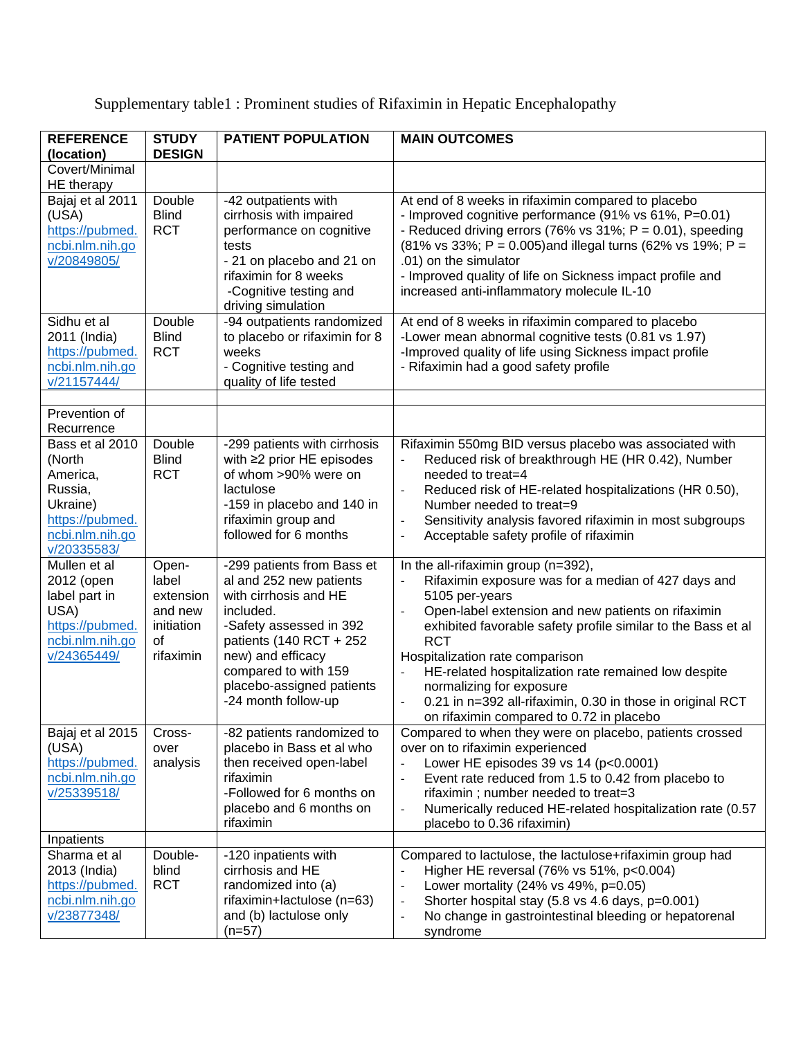Supplementary table1 : Prominent studies of Rifaximin in Hepatic Encephalopathy

| **REFERENCE (location)** | **STUDY DESIGN** | **PATIENT POPULATION** | **MAIN OUTCOMES** |
|---|---|---|---|
| Covert/Minimal HE therapy | | | |
| Bajaj et al 2011 (USA) https://pubmed.ncbi.nlm.nih.gov/20849805/ | Double Blind RCT | -42 outpatients with cirrhosis with impaired performance on cognitive tests<br>- 21 on placebo and 21 on rifaximin for 8 weeks<br>-Cognitive testing and driving simulation | At end of 8 weeks in rifaximin compared to placebo<br>- Improved cognitive performance (91% vs 61%, P=0.01)<br>- Reduced driving errors (76% vs 31%; P = 0.01), speeding (81% vs 33%; P = 0.005)and illegal turns (62% vs 19%; P = .01) on the simulator<br>- Improved quality of life on Sickness impact profile and increased anti-inflammatory molecule IL-10 |
| Sidhu et al 2011 (India) https://pubmed.ncbi.nlm.nih.gov/21157444/ | Double Blind RCT | -94 outpatients randomized to placebo or rifaximin for 8 weeks<br>- Cognitive testing and quality of life tested | At end of 8 weeks in rifaximin compared to placebo<br>-Lower mean abnormal cognitive tests (0.81 vs 1.97)<br>-Improved quality of life using Sickness impact profile<br>- Rifaximin had a good safety profile |
| | | | |
| Prevention of Recurrence | | | |
| Bass et al 2010 (North America, Russia, Ukraine) https://pubmed.ncbi.nlm.nih.gov/20335583/ | Double Blind RCT | -299 patients with cirrhosis with ≥2 prior HE episodes of whom >90% were on lactulose<br>-159 in placebo and 140 in rifaximin group and followed for 6 months | Rifaximin 550mg BID versus placebo was associated with<br>- Reduced risk of breakthrough HE (HR 0.42), Number needed to treat=4<br>- Reduced risk of HE-related hospitalizations (HR 0.50), Number needed to treat=9<br>- Sensitivity analysis favored rifaximin in most subgroups<br>- Acceptable safety profile of rifaximin |
| Mullen et al 2012 (open label part in USA) https://pubmed.ncbi.nlm.nih.gov/24365449/ | Open-label extension and new initiation of rifaximin | -299 patients from Bass et al and 252 new patients with cirrhosis and HE included.<br>-Safety assessed in 392 patients (140 RCT + 252 new) and efficacy compared to with 159 placebo-assigned patients<br>-24 month follow-up | In the all-rifaximin group (n=392),<br>- Rifaximin exposure was for a median of 427 days and 5105 per-years<br>- Open-label extension and new patients on rifaximin exhibited favorable safety profile similar to the Bass et al RCT<br>Hospitalization rate comparison<br>- HE-related hospitalization rate remained low despite normalizing for exposure<br>- 0.21 in n=392 all-rifaximin, 0.30 in those in original RCT on rifaximin compared to 0.72 in placebo |
| Bajaj et al 2015 (USA) https://pubmed.ncbi.nlm.nih.gov/25339518/ | Cross-over analysis | -82 patients randomized to placebo in Bass et al who then received open-label rifaximin<br>-Followed for 6 months on placebo and 6 months on rifaximin | Compared to when they were on placebo, patients crossed over on to rifaximin experienced<br>- Lower HE episodes 39 vs 14 (p<0.0001)<br>- Event rate reduced from 1.5 to 0.42 from placebo to rifaximin ; number needed to treat=3<br>- Numerically reduced HE-related hospitalization rate (0.57 placebo to 0.36 rifaximin) |
| Inpatients | | | |
| Sharma et al 2013 (India) https://pubmed.ncbi.nlm.nih.gov/23877348/ | Double-blind RCT | -120 inpatients with cirrhosis and HE randomized into (a) rifaximin+lactulose (n=63) and (b) lactulose only (n=57) | Compared to lactulose, the lactulose+rifaximin group had<br>- Higher HE reversal (76% vs 51%, p<0.004)<br>- Lower mortality (24% vs 49%, p=0.05)<br>- Shorter hospital stay (5.8 vs 4.6 days, p=0.001)<br>- No change in gastrointestinal bleeding or hepatorenal syndrome |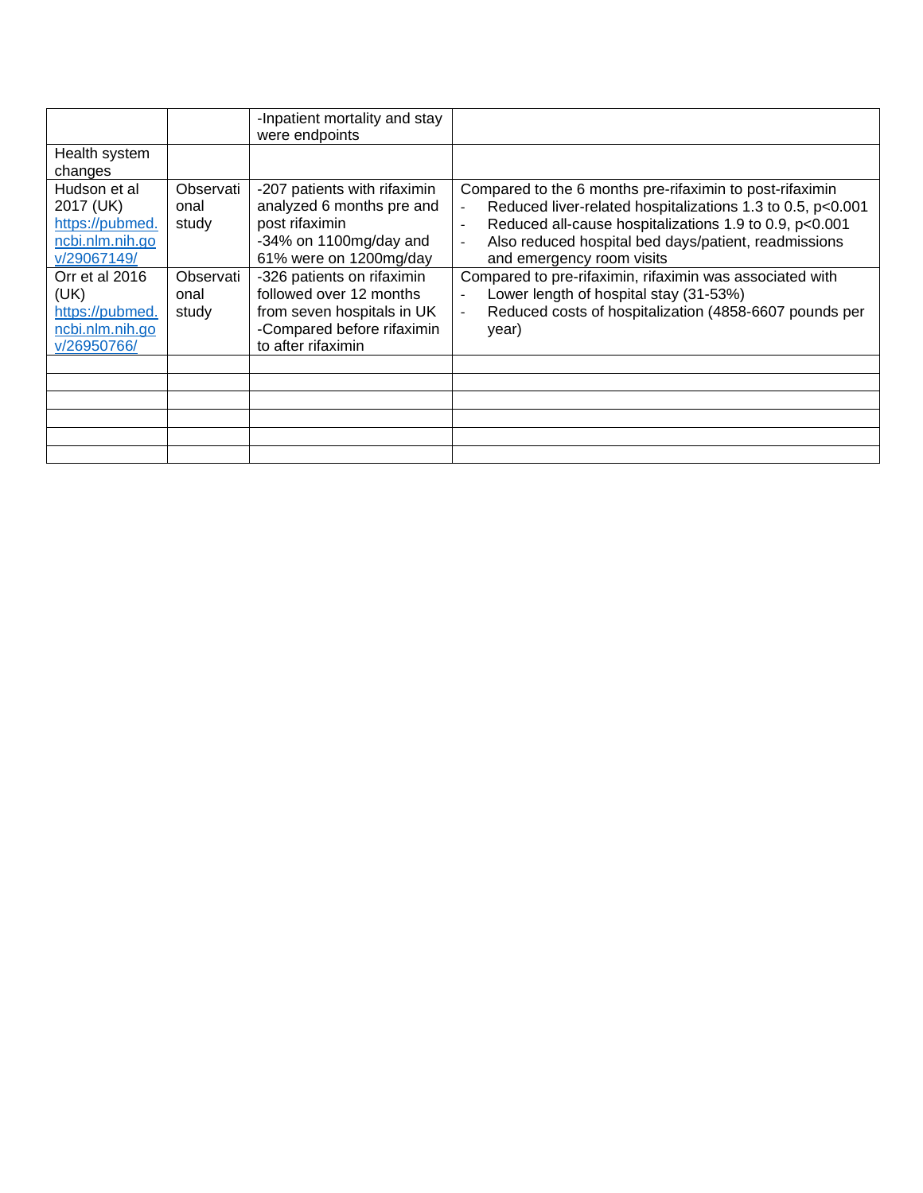| | | | |
|---|---|---|---|
| | | -Inpatient mortality and stay were endpoints | |
| Health system changes | | | |
| Hudson et al 2017 (UK) https://pubmed.ncbi.nlm.nih.gov/29067149/ | Observational study | -207 patients with rifaximin analyzed 6 months pre and post rifaximin<br>-34% on 1100mg/day and 61% were on 1200mg/day | Compared to the 6 months pre-rifaximin to post-rifaximin<br>- Reduced liver-related hospitalizations 1.3 to 0.5, $p<0.001$<br>- Reduced all-cause hospitalizations 1.9 to 0.9, $p<0.001$<br>- Also reduced hospital bed days/patient, readmissions and emergency room visits |
| Orr et al 2016 (UK) https://pubmed.ncbi.nlm.nih.gov/26950766/ | Observational study | -326 patients on rifaximin followed over 12 months from seven hospitals in UK<br>-Compared before rifaximin to after rifaximin | Compared to pre-rifaximin, rifaximin was associated with<br>- Lower length of hospital stay (31-53%)<br>- Reduced costs of hospitalization (4858-6607 pounds per year) |
| | | | |
| | | | |
| | | | |
| | | | |
| | | | |
| | | | |